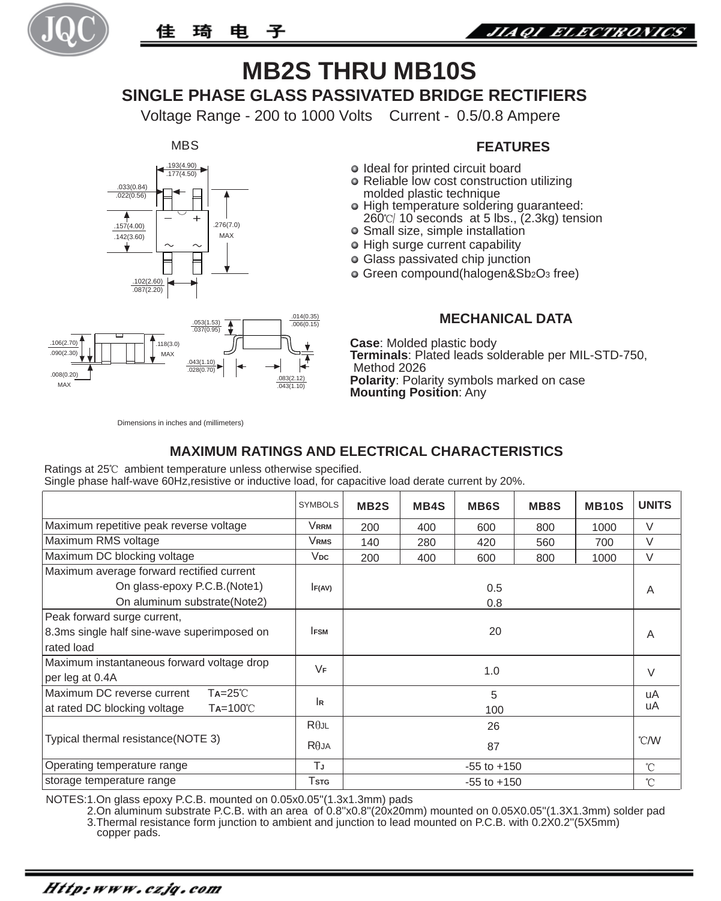# MB2S THRU MB10S

## SINGLE PHASE GLASS PASSIVATED BRIDGE RECTIFIERS

Voltage Range - 200 to 1000 Volts Current - 0.5/0.8 Ampere

MBS

Dimensions in inches and (millimeters)

### FEATURES

- Ideal for printed circuit board
- Reliable low cost construction utilizing molded plastic technique
- High temperature soldering guaranteed: 260℃/ 10 seconds at 5 lbs., (2.3kg) tension
- Small size, simple installation
- High surge current capability
- Glass passivated chip junction
- Green compound(halogen&$Sb_2O_3$ free)

### MECHANICAL DATA

**Case**: Molded plastic body
**Terminals**: Plated leads solderable per MIL-STD-750, Method 2026
**Polarity**: Polarity symbols marked on case
**Mounting Position**: Any

### MAXIMUM RATINGS AND ELECTRICAL CHARACTERISTICS

Ratings at 25℃ ambient temperature unless otherwise specified.
Single phase half-wave 60Hz,resistive or inductive load, for capacitive load derate current by 20%.

| | SYMBOLS | MB2S | MB4S | MB6S | MB8S | MB10S | UNITS |
|---|---|---|---|---|---|---|---|
| Maximum repetitive peak reverse voltage | $V_{RRM}$ | 200 | 400 | 600 | 800 | 1000 | V |
| Maximum RMS voltage | $V_{RMS}$ | 140 | 280 | 420 | 560 | 700 | V |
| Maximum DC blocking voltage | $V_{DC}$ | 200 | 400 | 600 | 800 | 1000 | V |
| Maximum average forward rectified current<br>On glass-epoxy P.C.B.(Note1)<br>On aluminum substrate(Note2) | $I_{F(AV)}$ | 0.5<br>0.8 | | | | | A |
| Peak forward surge current,<br>8.3ms single half sine-wave superimposed on rated load | $I_{FSM}$ | 20 | | | | | A |
| Maximum instantaneous forward voltage drop per leg at 0.4A | $V_F$ | 1.0 | | | | | V |
| Maximum DC reverse current $T_A$=25℃<br>at rated DC blocking voltage $T_A$=100℃ | $I_R$ | 5<br>100 | | | | | uA<br>uA |
| Typical thermal resistance(NOTE 3) | $R\theta_{JL}$<br>$R\theta_{JA}$ | 26<br>87 | | | | | ℃/W |
| Operating temperature range | $T_J$ | -55 to +150 | | | | | ℃ |
| storage temperature range | $T_{STG}$ | -55 to +150 | | | | | ℃ |

NOTES:1.On glass epoxy P.C.B. mounted on 0.05x0.05"(1.3x1.3mm) pads
2.On aluminum substrate P.C.B. with an area of 0.8"x0.8"(20x20mm) mounted on 0.05X0.05"(1.3X1.3mm) solder pad
3.Thermal resistance form junction to ambient and junction to lead mounted on P.C.B. with 0.2X0.2"(5X5mm) copper pads.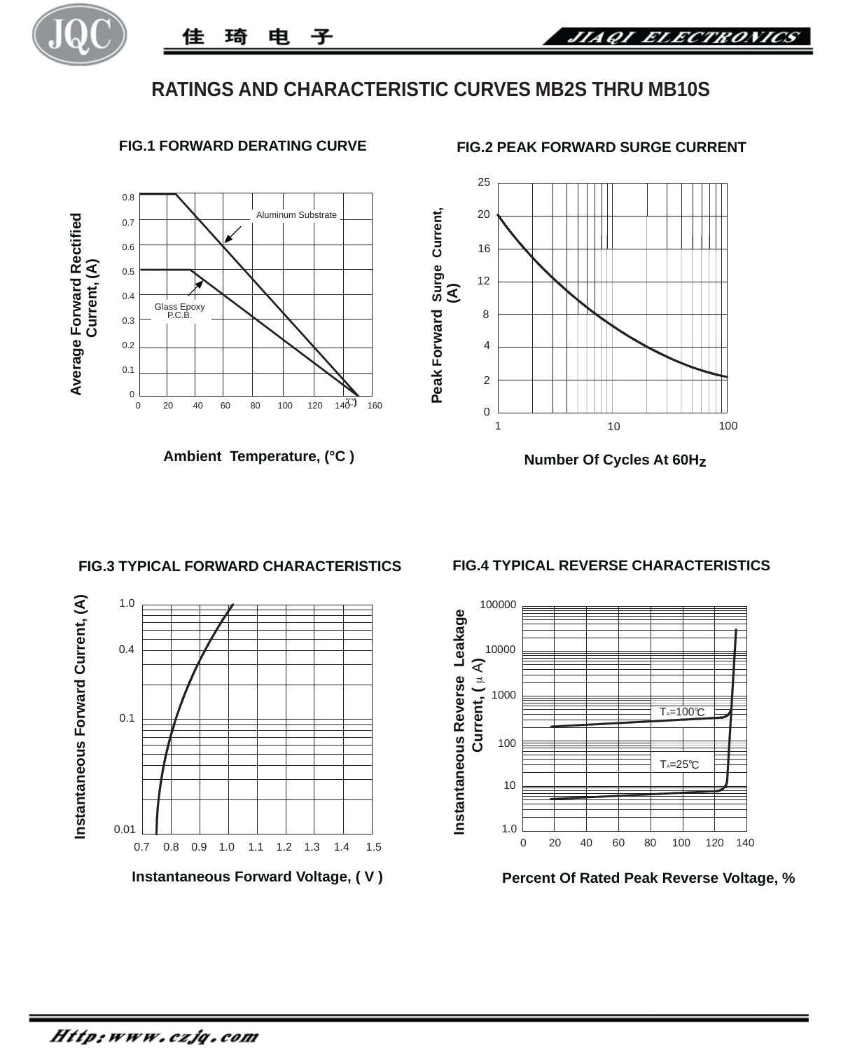# RATINGS AND CHARACTERISTIC CURVES MB2S THRU MB10S

## FIG.1 FORWARD DERATING CURVE

Average Forward Rectified Current, (A)

0.8
0.7
0.6
0.5
0.4
0.3
0.2
0.1
0

Aluminum Substrate

Glass Epoxy P.C.B.

0 20 40 60 80 100 120 140 160

(℃)

Ambient Temperature, (°C )

## FIG.2 PEAK FORWARD SURGE CURRENT

Peak Forward Surge Current, (A)

25
20
16
12
8
4
2
0

1 10 100

Number Of Cycles At 60Hz

## FIG.3 TYPICAL FORWARD CHARACTERISTICS

Instantaneous Forward Current, (A)

1.0
0.4
0.1
0.01

0.7 0.8 0.9 1.0 1.1 1.2 1.3 1.4 1.5

Instantaneous Forward Voltage, ( V )

## FIG.4 TYPICAL REVERSE CHARACTERISTICS

Instantaneous Reverse Leakage Current, ( μA)

100000
10000
1000
100
10
1.0

$T_A$=100℃

$T_A$=25℃

0 20 40 60 80 100 120 140

Percent Of Rated Peak Reverse Voltage, %